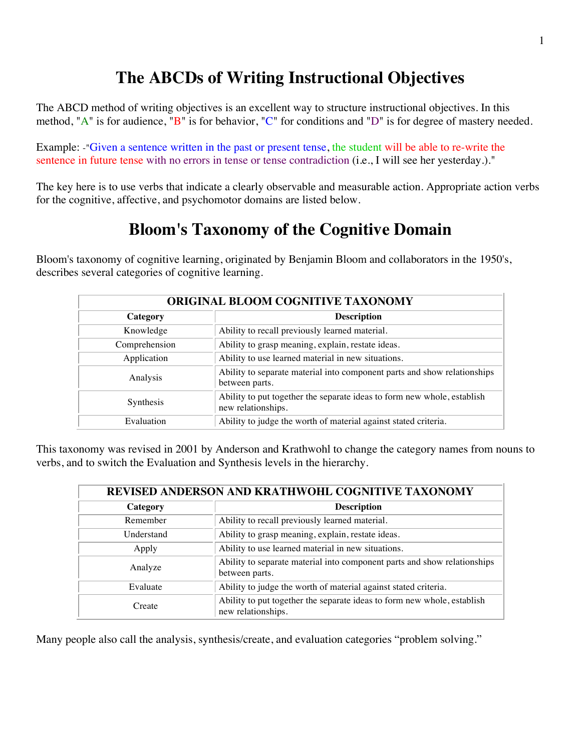# The ABCDs of Writing Instructional Objectives

The ABCD method of writing objectives is an excellent way to structure instructional objectives. In this method, "A" is for audience, "B" is for behavior, "C" for conditions and "D" is for degree of mastery needed.

Example: -"Given a sentence written in the past or present tense, the student will be able to re-write the sentence in future tense with no errors in tense or tense contradiction (i.e., I will see her yesterday.)."

The key here is to use verbs that indicate a clearly observable and measurable action. Appropriate action verbs for the cognitive, affective, and psychomotor domains are listed below.

# Bloom's Taxonomy of the Cognitive Domain

Bloom's taxonomy of cognitive learning, originated by Benjamin Bloom and collaborators in the 1950's, describes several categories of cognitive learning.

| ORIGINAL BLOOM COGNITIVE TAXONOMY | |
|---|---|
| **Category** | **Description** |
| Knowledge | Ability to recall previously learned material. |
| Comprehension | Ability to grasp meaning, explain, restate ideas. |
| Application | Ability to use learned material in new situations. |
| Analysis | Ability to separate material into component parts and show relationships between parts. |
| Synthesis | Ability to put together the separate ideas to form new whole, establish new relationships. |
| Evaluation | Ability to judge the worth of material against stated criteria. |

This taxonomy was revised in 2001 by Anderson and Krathwohl to change the category names from nouns to verbs, and to switch the Evaluation and Synthesis levels in the hierarchy.

| REVISED ANDERSON AND KRATHWOHL COGNITIVE TAXONOMY | |
|---|---|
| **Category** | **Description** |
| Remember | Ability to recall previously learned material. |
| Understand | Ability to grasp meaning, explain, restate ideas. |
| Apply | Ability to use learned material in new situations. |
| Analyze | Ability to separate material into component parts and show relationships between parts. |
| Evaluate | Ability to judge the worth of material against stated criteria. |
| Create | Ability to put together the separate ideas to form new whole, establish new relationships. |

Many people also call the analysis, synthesis/create, and evaluation categories "problem solving."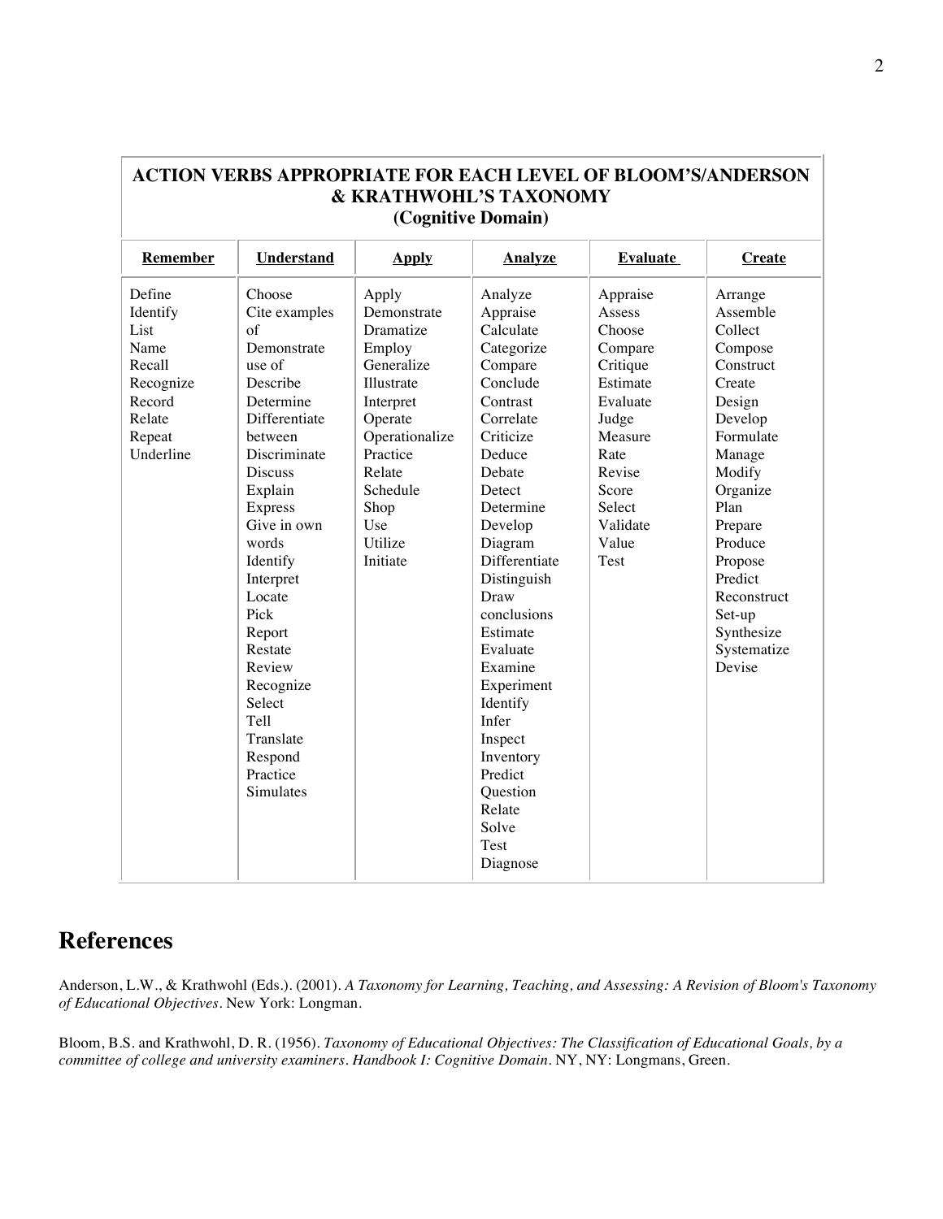| **ACTION VERBS APPROPRIATE FOR EACH LEVEL OF BLOOM'S/ANDERSON & KRATHWOHL'S TAXONOMY (Cognitive Domain)** | | | | | |
|---|---|---|---|---|---|
| **Remember** | **Understand** | **Apply** | **Analyze** | **Evaluate** | **Create** |
| Define<br>Identify<br>List<br>Name<br>Recall<br>Recognize<br>Record<br>Relate<br>Repeat<br>Underline | Choose<br>Cite examples of<br>Demonstrate use of<br>Describe<br>Determine<br>Differentiate between<br>Discriminate<br>Discuss<br>Explain<br>Express<br>Give in own words<br>Identify<br>Interpret<br>Locate<br>Pick<br>Report<br>Restate<br>Review<br>Recognize<br>Select<br>Tell<br>Translate<br>Respond<br>Practice<br>Simulates | Apply<br>Demonstrate<br>Dramatize<br>Employ<br>Generalize<br>Illustrate<br>Interpret<br>Operate<br>Operationalize<br>Practice<br>Relate<br>Schedule<br>Shop<br>Use<br>Utilize<br>Initiate | Analyze<br>Appraise<br>Calculate<br>Categorize<br>Compare<br>Conclude<br>Contrast<br>Correlate<br>Criticize<br>Deduce<br>Debate<br>Detect<br>Determine<br>Develop<br>Diagram<br>Differentiate<br>Distinguish<br>Draw conclusions<br>Estimate<br>Evaluate<br>Examine<br>Experiment<br>Identify<br>Infer<br>Inspect<br>Inventory<br>Predict<br>Question<br>Relate<br>Solve<br>Test<br>Diagnose | Appraise<br>Assess<br>Choose<br>Compare<br>Critique<br>Estimate<br>Evaluate<br>Judge<br>Measure<br>Rate<br>Revise<br>Score<br>Select<br>Validate<br>Value<br>Test | Arrange<br>Assemble<br>Collect<br>Compose<br>Construct<br>Create<br>Design<br>Develop<br>Formulate<br>Manage<br>Modify<br>Organize<br>Plan<br>Prepare<br>Produce<br>Propose<br>Predict<br>Reconstruct<br>Set-up<br>Synthesize<br>Systematize<br>Devise |

# References

Anderson, L.W., & Krathwohl (Eds.). (2001). *A Taxonomy for Learning, Teaching, and Assessing: A Revision of Bloom's Taxonomy of Educational Objectives*. New York: Longman.

Bloom, B.S. and Krathwohl, D. R. (1956). *Taxonomy of Educational Objectives: The Classification of Educational Goals, by a committee of college and university examiners. Handbook I: Cognitive Domain*. NY, NY: Longmans, Green.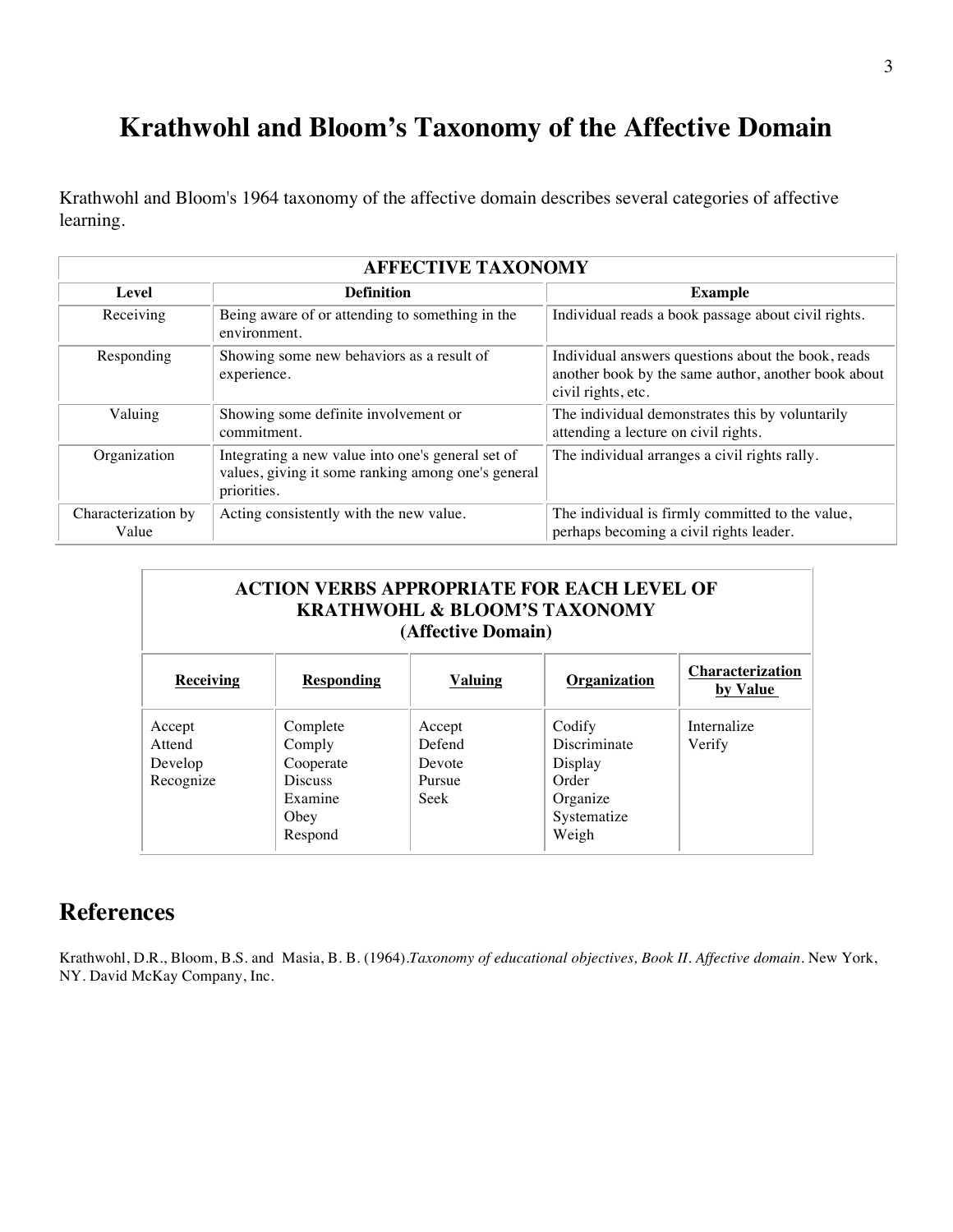# Krathwohl and Bloom's Taxonomy of the Affective Domain

Krathwohl and Bloom's 1964 taxonomy of the affective domain describes several categories of affective learning.

| AFFECTIVE TAXONOMY | | |
|---|---|---|
| **Level** | **Definition** | **Example** |
| Receiving | Being aware of or attending to something in the environment. | Individual reads a book passage about civil rights. |
| Responding | Showing some new behaviors as a result of experience. | Individual answers questions about the book, reads another book by the same author, another book about civil rights, etc. |
| Valuing | Showing some definite involvement or commitment. | The individual demonstrates this by voluntarily attending a lecture on civil rights. |
| Organization | Integrating a new value into one's general set of values, giving it some ranking among one's general priorities. | The individual arranges a civil rights rally. |
| Characterization by Value | Acting consistently with the new value. | The individual is firmly committed to the value, perhaps becoming a civil rights leader. |

| ACTION VERBS APPROPRIATE FOR EACH LEVEL OF KRATHWOHL & BLOOM'S TAXONOMY (Affective Domain) | | | | |
|---|---|---|---|---|
| **Receiving** | **Responding** | **Valuing** | **Organization** | **Characterization by Value** |
| Accept<br>Attend<br>Develop<br>Recognize | Complete<br>Comply<br>Cooperate<br>Discuss<br>Examine<br>Obey<br>Respond | Accept<br>Defend<br>Devote<br>Pursue<br>Seek | Codify<br>Discriminate<br>Display<br>Order<br>Organize<br>Systematize<br>Weigh | Internalize<br>Verify |

## References

Krathwohl, D.R., Bloom, B.S. and Masia, B. B. (1964).*Taxonomy of educational objectives, Book II. Affective domain*. New York, NY. David McKay Company, Inc.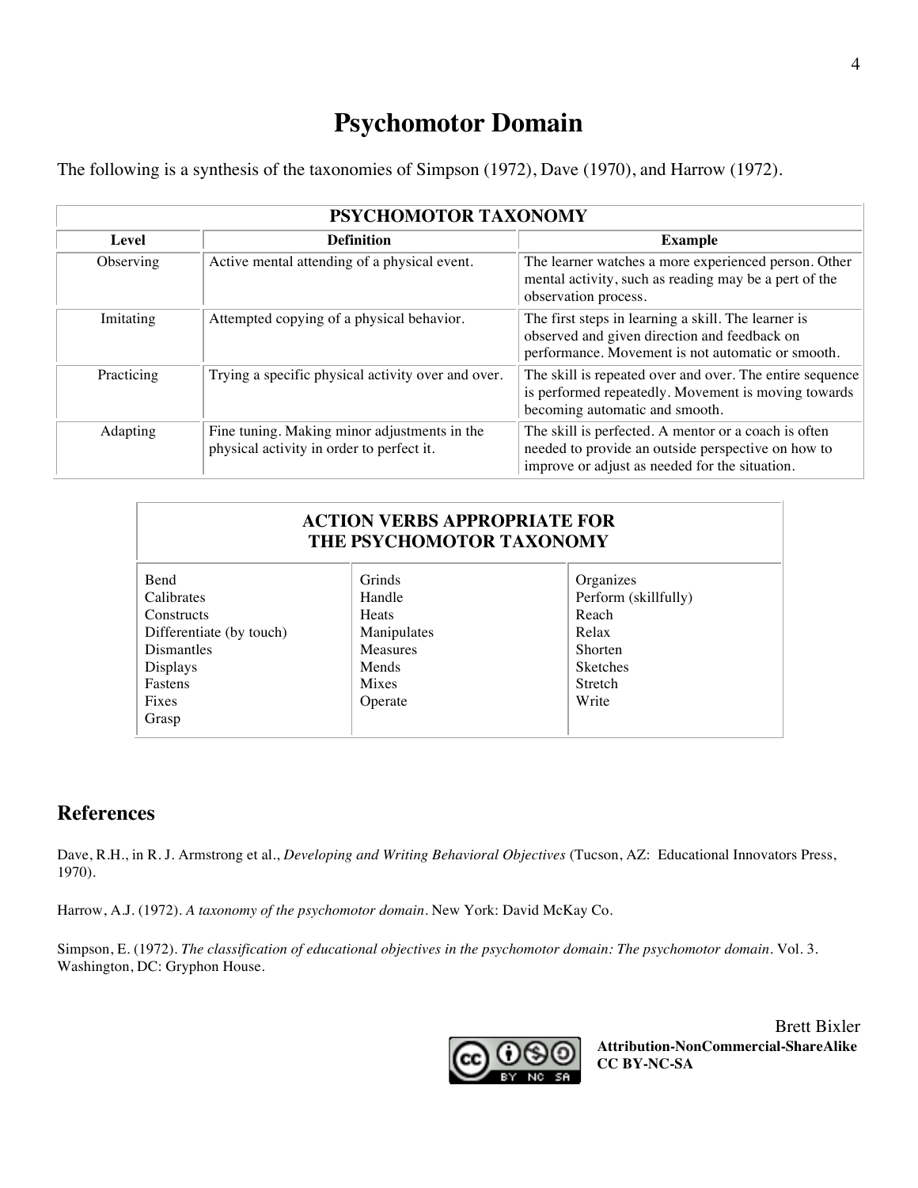# Psychomotor Domain

The following is a synthesis of the taxonomies of Simpson (1972), Dave (1970), and Harrow (1972).

| PSYCHOMOTOR TAXONOMY | | |
|---|---|---|
| **Level** | **Definition** | **Example** |
| Observing | Active mental attending of a physical event. | The learner watches a more experienced person. Other mental activity, such as reading may be a pert of the observation process. |
| Imitating | Attempted copying of a physical behavior. | The first steps in learning a skill. The learner is observed and given direction and feedback on performance. Movement is not automatic or smooth. |
| Practicing | Trying a specific physical activity over and over. | The skill is repeated over and over. The entire sequence is performed repeatedly. Movement is moving towards becoming automatic and smooth. |
| Adapting | Fine tuning. Making minor adjustments in the physical activity in order to perfect it. | The skill is perfected. A mentor or a coach is often needed to provide an outside perspective on how to improve or adjust as needed for the situation. |

| ACTION VERBS APPROPRIATE FOR THE PSYCHOMOTOR TAXONOMY | | |
|---|---|---|
| Bend | Grinds | Organizes |
| Calibrates | Handle | Perform (skillfully) |
| Constructs | Heats | Reach |
| Differentiate (by touch) | Manipulates | Relax |
| Dismantles | Measures | Shorten |
| Displays | Mends | Sketches |
| Fastens | Mixes | Stretch |
| Fixes | Operate | Write |
| Grasp | | |

## References

Dave, R.H., in R. J. Armstrong et al., *Developing and Writing Behavioral Objectives* (Tucson, AZ: Educational Innovators Press, 1970).

Harrow, A.J. (1972). *A taxonomy of the psychomotor domain*. New York: David McKay Co.

Simpson, E. (1972). *The classification of educational objectives in the psychomotor domain: The psychomotor domain*. Vol. 3. Washington, DC: Gryphon House.

Brett Bixler

**Attribution-NonCommercial-ShareAlike**
**CC BY-NC-SA**